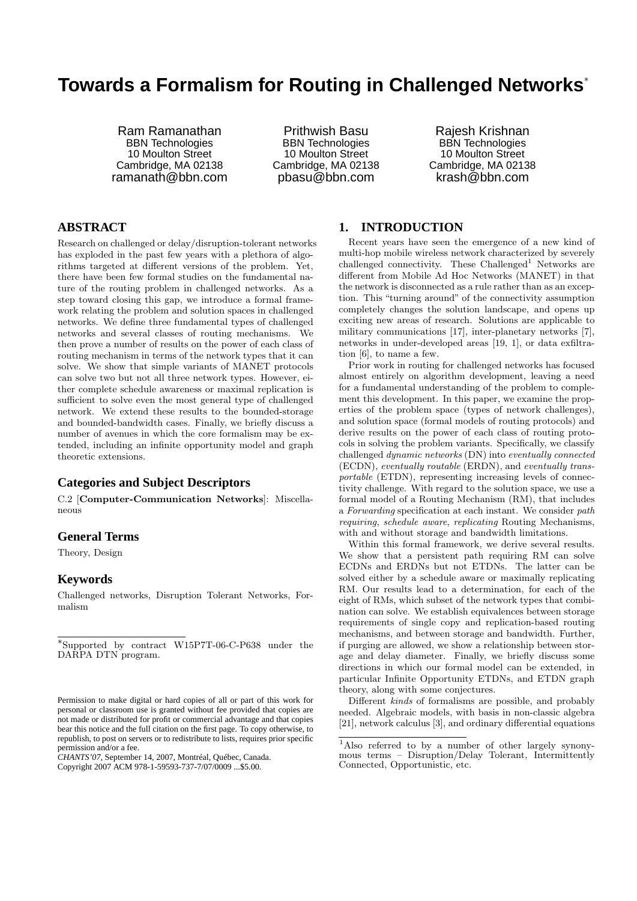# Towards a Formalism for Routing in Challenged Networks*

Ram Ramanathan
BBN Technologies
10 Moulton Street
Cambridge, MA 02138
ramanath@bbn.com

Prithwish Basu
BBN Technologies
10 Moulton Street
Cambridge, MA 02138
pbasu@bbn.com

Rajesh Krishnan
BBN Technologies
10 Moulton Street
Cambridge, MA 02138
krash@bbn.com

## ABSTRACT

Research on challenged or delay/disruption-tolerant networks has exploded in the past few years with a plethora of algorithms targeted at different versions of the problem. Yet, there have been few formal studies on the fundamental nature of the routing problem in challenged networks. As a step toward closing this gap, we introduce a formal framework relating the problem and solution spaces in challenged networks. We define three fundamental types of challenged networks and several classes of routing mechanisms. We then prove a number of results on the power of each class of routing mechanism in terms of the network types that it can solve. We show that simple variants of MANET protocols can solve two but not all three network types. However, either complete schedule awareness or maximal replication is sufficient to solve even the most general type of challenged network. We extend these results to the bounded-storage and bounded-bandwidth cases. Finally, we briefly discuss a number of avenues in which the core formalism may be extended, including an infinite opportunity model and graph theoretic extensions.

## Categories and Subject Descriptors

C.2 [**Computer-Communication Networks**]: Miscellaneous

## General Terms

Theory, Design

## Keywords

Challenged networks, Disruption Tolerant Networks, Formalism

*Supported by contract W15P7T-06-C-P638 under the DARPA DTN program.

Permission to make digital or hard copies of all or part of this work for personal or classroom use is granted without fee provided that copies are not made or distributed for profit or commercial advantage and that copies bear this notice and the full citation on the first page. To copy otherwise, to republish, to post on servers or to redistribute to lists, requires prior specific permission and/or a fee.
*CHANTS'07,* September 14, 2007, Montréal, Québec, Canada.
Copyright 2007 ACM 978-1-59593-737-7/07/0009 ...$5.00.

## 1. INTRODUCTION

Recent years have seen the emergence of a new kind of multi-hop mobile wireless network characterized by severely challenged connectivity. These Challenged[1] Networks are different from Mobile Ad Hoc Networks (MANET) in that the network is disconnected as a rule rather than as an exception. This "turning around" of the connectivity assumption completely changes the solution landscape, and opens up exciting new areas of research. Solutions are applicable to military communications [17], inter-planetary networks [7], networks in under-developed areas [19, 1], or data exfiltration [6], to name a few.

Prior work in routing for challenged networks has focused almost entirely on algorithm development, leaving a need for a fundamental understanding of the problem to complement this development. In this paper, we examine the properties of the problem space (types of network challenges), and solution space (formal models of routing protocols) and derive results on the power of each class of routing protocols in solving the problem variants. Specifically, we classify challenged *dynamic networks* (DN) into *eventually connected* (ECDN), *eventually routable* (ERDN), and *eventually transportable* (ETDN), representing increasing levels of connectivity challenge. With regard to the solution space, we use a formal model of a Routing Mechanism (RM), that includes a *Forwarding* specification at each instant. We consider *path requiring*, *schedule aware*, *replicating* Routing Mechanisms, with and without storage and bandwidth limitations.

Within this formal framework, we derive several results. We show that a persistent path requiring RM can solve ECDNs and ERDNs but not ETDNs. The latter can be solved either by a schedule aware or maximally replicating RM. Our results lead to a determination, for each of the eight of RMs, which subset of the network types that combination can solve. We establish equivalences between storage requirements of single copy and replication-based routing mechanisms, and between storage and bandwidth. Further, if purging are allowed, we show a relationship between storage and delay diameter. Finally, we briefly discuss some directions in which our formal model can be extended, in particular Infinite Opportunity ETDNs, and ETDN graph theory, along with some conjectures.

Different *kinds* of formalisms are possible, and probably needed. Algebraic models, with basis in non-classic algebra [21], network calculus [3], and ordinary differential equations

[1]Also referred to by a number of other largely synonymous terms – Disruption/Delay Tolerant, Intermittently Connected, Opportunistic, etc.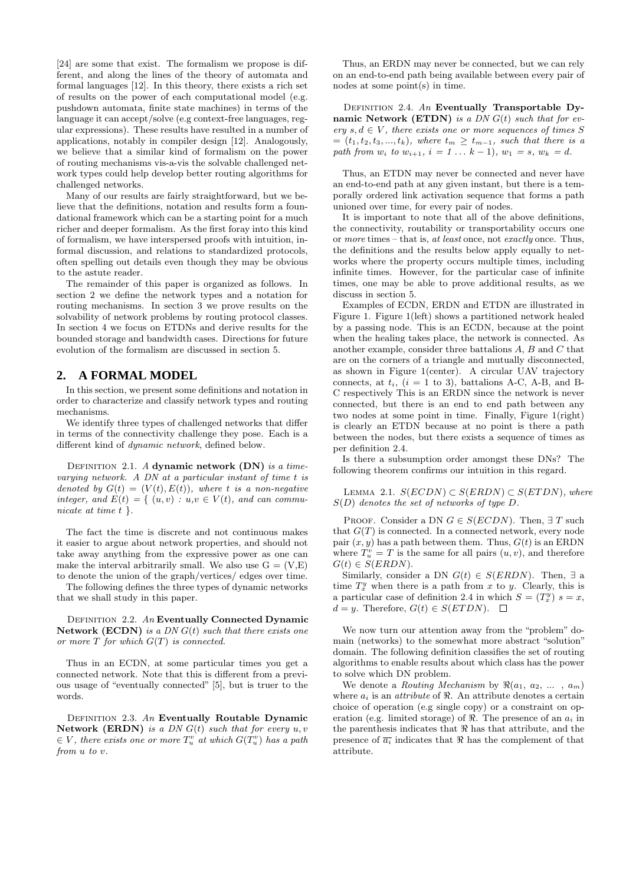[24] are some that exist. The formalism we propose is different, and along the lines of the theory of automata and formal languages [12]. In this theory, there exists a rich set of results on the power of each computational model (e.g. pushdown automata, finite state machines) in terms of the language it can accept/solve (e.g context-free languages, regular expressions). These results have resulted in a number of applications, notably in compiler design [12]. Analogously, we believe that a similar kind of formalism on the power of routing mechanisms vis-a-vis the solvable challenged network types could help develop better routing algorithms for challenged networks.

Many of our results are fairly straightforward, but we believe that the definitions, notation and results form a foundational framework which can be a starting point for a much richer and deeper formalism. As the first foray into this kind of formalism, we have interspersed proofs with intuition, informal discussion, and relations to standardized protocols, often spelling out details even though they may be obvious to the astute reader.

The remainder of this paper is organized as follows. In section 2 we define the network types and a notation for routing mechanisms. In section 3 we prove results on the solvability of network problems by routing protocol classes. In section 4 we focus on ETDNs and derive results for the bounded storage and bandwidth cases. Directions for future evolution of the formalism are discussed in section 5.

## 2. A FORMAL MODEL

In this section, we present some definitions and notation in order to characterize and classify network types and routing mechanisms.

We identify three types of challenged networks that differ in terms of the connectivity challenge they pose. Each is a different kind of *dynamic network*, defined below.

Definition 2.1. *A* **dynamic network (DN)** *is a time-varying network. A DN at a particular instant of time t is denoted by $G(t) = (V(t), E(t))$, where t is a non-negative integer, and $E(t) = \{ (u,v) : u,v \in V(t)$, and can communicate at time t $\}$.*

The fact the time is discrete and not continuous makes it easier to argue about network properties, and should not take away anything from the expressive power as one can make the interval arbitrarily small. We also use G = (V,E) to denote the union of the graph/vertices/ edges over time.

The following defines the three types of dynamic networks that we shall study in this paper.

Definition 2.2. *An* **Eventually Connected Dynamic Network (ECDN)** *is a DN $G(t)$ such that there exists one or more $T$ for which $G(T)$ is connected.*

Thus in an ECDN, at some particular times you get a connected network. Note that this is different from a previous usage of "eventually connected" [5], but is truer to the words.

Definition 2.3. *An* **Eventually Routable Dynamic Network (ERDN)** *is a DN $G(t)$ such that for every $u, v \in V$, there exists one or more $T_u^v$ at which $G(T_u^v)$ has a path from u to v.*

Thus, an ERDN may never be connected, but we can rely on an end-to-end path being available between every pair of nodes at some point(s) in time.

Definition 2.4. *An* **Eventually Transportable Dynamic Network (ETDN)** *is a DN $G(t)$ such that for every $s, d \in V$, there exists one or more sequences of times $S = (t_1, t_2, t_3, ..., t_k)$, where $t_m \geq t_{m-1}$, such that there is a path from $w_i$ to $w_{i+1}$, $i = 1 \ldots k-1$), $w_1 = s$, $w_k = d$.*

Thus, an ETDN may never be connected and never have an end-to-end path at any given instant, but there is a temporally ordered link activation sequence that forms a path unioned over time, for every pair of nodes.

It is important to note that all of the above definitions, the connectivity, routability or transportability occurs one or *more* times – that is, *at least* once, not *exactly* once. Thus, the definitions and the results below apply equally to networks where the property occurs multiple times, including infinite times. However, for the particular case of infinite times, one may be able to prove additional results, as we discuss in section 5.

Examples of ECDN, ERDN and ETDN are illustrated in Figure 1. Figure 1(left) shows a partitioned network healed by a passing node. This is an ECDN, because at the point when the healing takes place, the network is connected. As another example, consider three battalions $A$, $B$ and $C$ that are on the corners of a triangle and mutually disconnected, as shown in Figure 1(center). A circular UAV trajectory connects, at $t_i$, ($i$ = 1 to 3), battalions A-C, A-B, and B-C respectively This is an ERDN since the network is never connected, but there is an end to end path between any two nodes at some point in time. Finally, Figure 1(right) is clearly an ETDN because at no point is there a path between the nodes, but there exists a sequence of times as per definition 2.4.

Is there a subsumption order amongst these DNs? The following theorem confirms our intuition in this regard.

Lemma 2.1. *$S(ECDN) \subset S(ERDN) \subset S(ETDN)$, where $S(D)$ denotes the set of networks of type D.*

Proof. Consider a DN $G \in S(ECDN)$. Then, $\exists$ $T$ such that $G(T)$ is connected. In a connected network, every node pair $(x, y)$ has a path between them. Thus, $G(t)$ is an ERDN where $T_u^v = T$ is the same for all pairs $(u, v)$, and therefore $G(t) \in S(ERDN)$.

Similarly, consider a DN $G(t) \in S(ERDN)$. Then, $\exists$ a time $T_x^y$ when there is a path from $x$ to $y$. Clearly, this is a particular case of definition 2.4 in which $S = (T_x^y)$ $s = x$, $d = y$. Therefore, $G(t) \in S(ETDN)$. $\square$

We now turn our attention away from the "problem" domain (networks) to the somewhat more abstract "solution" domain. The following definition classifies the set of routing algorithms to enable results about which class has the power to solve which DN problem.

We denote a *Routing Mechanism* by $\Re(a_1, a_2, \ldots, a_m)$ where $a_i$ is an *attribute* of $\Re$. An attribute denotes a certain choice of operation (e.g single copy) or a constraint on operation (e.g. limited storage) of $\Re$. The presence of an $a_i$ in the parenthesis indicates that $\Re$ has that attribute, and the presence of $\overline{a_i}$ indicates that $\Re$ has the complement of that attribute.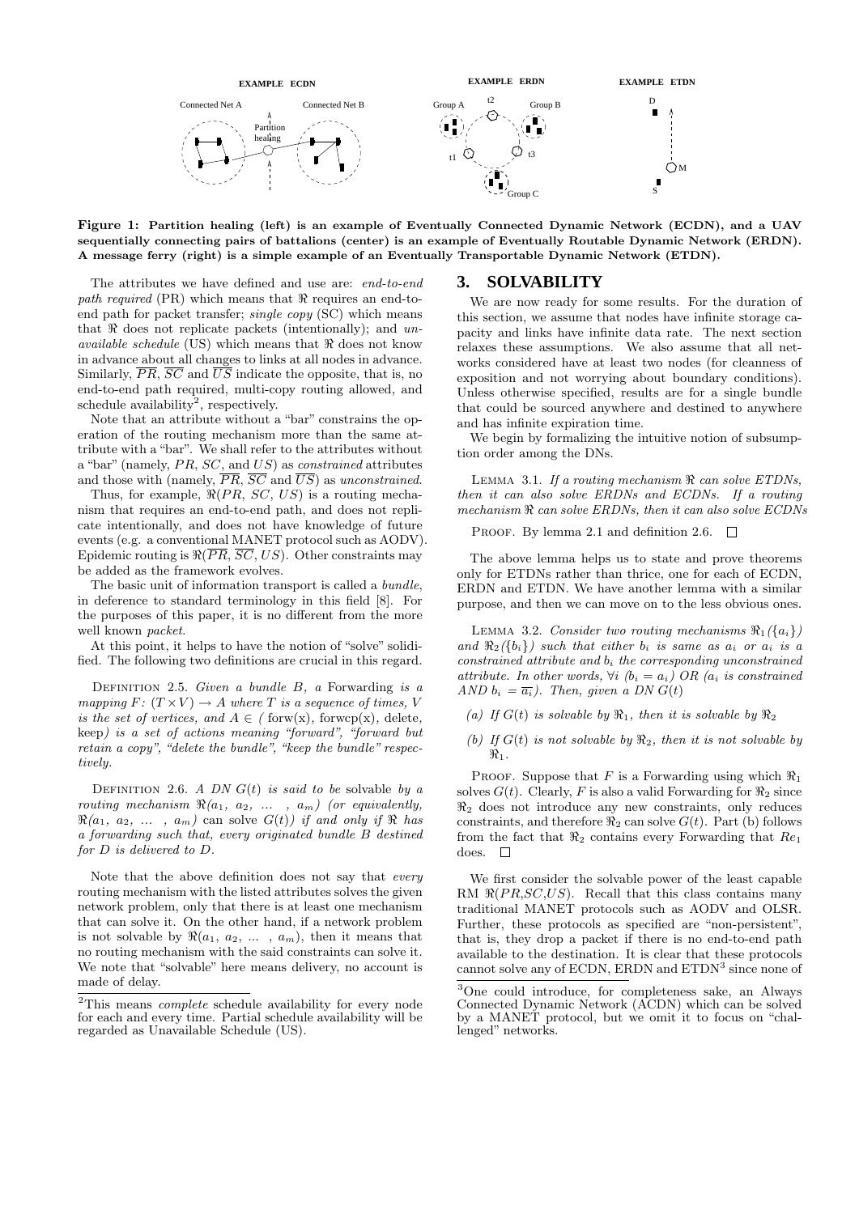EXAMPLE ECDN

Connected Net A    Connected Net B

Partition healing

EXAMPLE ERDN

Group A    t2    Group B

t1    t3

Group C

EXAMPLE ETDN

D

M

S

**Figure 1: Partition healing (left) is an example of Eventually Connected Dynamic Network (ECDN), and a UAV sequentially connecting pairs of battalions (center) is an example of Eventually Routable Dynamic Network (ERDN). A message ferry (right) is a simple example of an Eventually Transportable Dynamic Network (ETDN).**

The attributes we have defined and use are: *end-to-end path required* (PR) which means that $\Re$ requires an end-to-end path for packet transfer; *single copy* (SC) which means that $\Re$ does not replicate packets (intentionally); and *unavailable schedule* (US) which means that $\Re$ does not know in advance about all changes to links at all nodes in advance. Similarly, $\overline{PR}$, $\overline{SC}$ and $\overline{US}$ indicate the opposite, that is, no end-to-end path required, multi-copy routing allowed, and schedule availability[2], respectively.

Note that an attribute without a "bar" constrains the operation of the routing mechanism more than the same attribute with a "bar". We shall refer to the attributes without a "bar" (namely, $PR$, $SC$, and $US$) as constrained attributes and those with (namely, $\overline{PR}$, $\overline{SC}$ and $\overline{US}$) as *unconstrained*.

Thus, for example, $\Re(PR,\ SC,\ US)$ is a routing mechanism that requires an end-to-end path, and does not replicate intentionally, and does not have knowledge of future events (e.g. a conventional MANET protocol such as AODV). Epidemic routing is $\Re(\overline{PR},\ \overline{SC},\ US)$. Other constraints may be added as the framework evolves.

The basic unit of information transport is called a *bundle*, in deference to standard terminology in this field [8]. For the purposes of this paper, it is no different from the more well known *packet*.

At this point, it helps to have the notion of "solve" solidified. The following two definitions are crucial in this regard.

Definition 2.5. *Given a bundle B, a* Forwarding *is a mapping F: $(T \times V) \rightarrow A$ where T is a sequence of times, V is the set of vertices, and $A \in$ ( forw(x), forwcp(x), delete, keep) is a set of actions meaning "forward", "forward but retain a copy", "delete the bundle", "keep the bundle" respectively.*

Definition 2.6. *A DN $G(t)$ is said to be* solvable *by a routing mechanism $\Re(a_1,\ a_2,\ \ldots\ ,\ a_m)$ (or equivalently, $\Re(a_1,\ a_2,\ \ldots\ ,\ a_m)$* can solve *$G(t)$) if and only if $\Re$ has a forwarding such that, every originated bundle B destined for D is delivered to D.*

Note that the above definition does not say that *every* routing mechanism with the listed attributes solves the given network problem, only that there is at least one mechanism that can solve it. On the other hand, if a network problem is not solvable by $\Re(a_1,\ a_2,\ \ldots\ ,\ a_m)$, then it means that no routing mechanism with the said constraints can solve it. We note that "solvable" here means delivery, no account is made of delay.

[2]This means *complete* schedule availability for every node for each and every time. Partial schedule availability will be regarded as Unavailable Schedule (US).

## 3. SOLVABILITY

We are now ready for some results. For the duration of this section, we assume that nodes have infinite storage capacity and links have infinite data rate. The next section relaxes these assumptions. We also assume that all networks considered have at least two nodes (for cleanness of exposition and not worrying about boundary conditions). Unless otherwise specified, results are for a single bundle that could be sourced anywhere and destined to anywhere and has infinite expiration time.

We begin by formalizing the intuitive notion of subsumption order among the DNs.

Lemma 3.1. *If a routing mechanism $\Re$ can solve ETDNs, then it can also solve ERDNs and ECDNs. If a routing mechanism $\Re$ can solve ERDNs, then it can also solve ECDNs*

Proof. By lemma 2.1 and definition 2.6. □

The above lemma helps us to state and prove theorems only for ETDNs rather than thrice, one for each of ECDN, ERDN and ETDN. We have another lemma with a similar purpose, and then we can move on to the less obvious ones.

Lemma 3.2. *Consider two routing mechanisms $\Re_1(\{a_i\})$ and $\Re_2(\{b_i\})$ such that either $b_i$ is same as $a_i$ or $a_i$ is a constrained attribute and $b_i$ the corresponding unconstrained attribute. In other words, $\forall i$ ($b_i = a_i$) OR ($a_i$ is constrained AND $b_i = \overline{a_i}$). Then, given a DN $G(t)$*

*(a) If $G(t)$ is solvable by $\Re_1$, then it is solvable by $\Re_2$*

*(b) If $G(t)$ is not solvable by $\Re_2$, then it is not solvable by $\Re_1$.*

Proof. Suppose that $F$ is a Forwarding using which $\Re_1$ solves $G(t)$. Clearly, $F$ is also a valid Forwarding for $\Re_2$ since $\Re_2$ does not introduce any new constraints, only reduces constraints, and therefore $\Re_2$ can solve $G(t)$. Part (b) follows from the fact that $\Re_2$ contains every Forwarding that $Re_1$ does. □

We first consider the solvable power of the least capable RM $\Re(PR,SC,US)$. Recall that this class contains many traditional MANET protocols such as AODV and OLSR. Further, these protocols as specified are "non-persistent", that is, they drop a packet if there is no end-to-end path available to the destination. It is clear that these protocols cannot solve any of ECDN, ERDN and ETDN[3] since none of

[3]One could introduce, for completeness sake, an Always Connected Dynamic Network (ACDN) which can be solved by a MANET protocol, but we omit it to focus on "challenged" networks.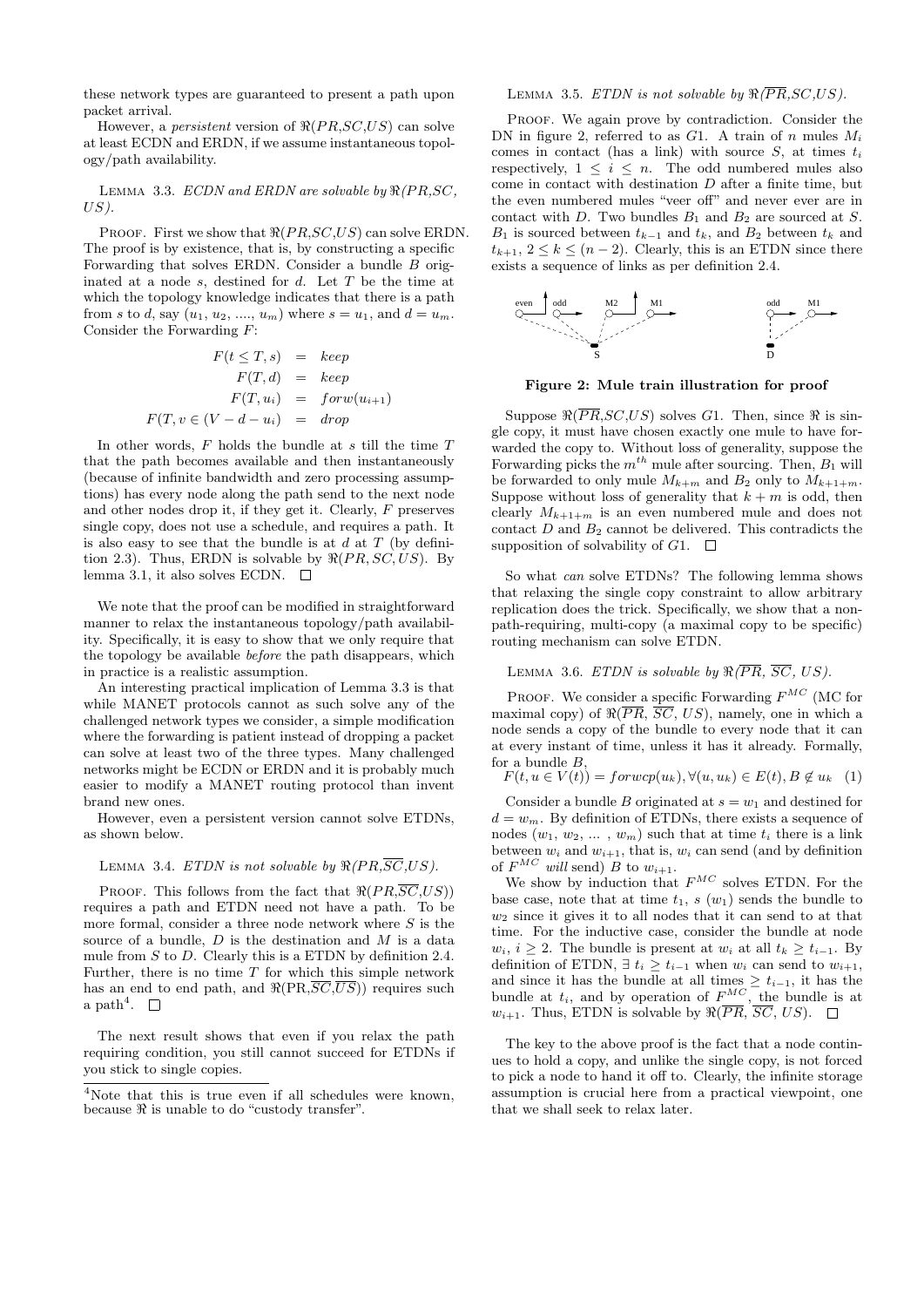these network types are guaranteed to present a path upon packet arrival.

However, a *persistent* version of $\Re(PR,SC,US)$ can solve at least ECDN and ERDN, if we assume instantaneous topology/path availability.

LEMMA 3.3. *ECDN and ERDN are solvable by $\Re(PR,SC,US)$.*

PROOF. First we show that $\Re(PR,SC,US)$ can solve ERDN. The proof is by existence, that is, by constructing a specific Forwarding that solves ERDN. Consider a bundle $B$ originated at a node $s$, destined for $d$. Let $T$ be the time at which the topology knowledge indicates that there is a path from $s$ to $d$, say $(u_1, u_2, ...., u_m)$ where $s = u_1$, and $d = u_m$. Consider the Forwarding $F$:

$$\begin{aligned} F(t \leq T, s) &= keep \\ F(T, d) &= keep \\ F(T, u_i) &= forw(u_{i+1}) \\ F(T, v \in (V - d - u_i) &= drop \end{aligned}$$

In other words, $F$ holds the bundle at $s$ till the time $T$ that the path becomes available and then instantaneously (because of infinite bandwidth and zero processing assumptions) has every node along the path send to the next node and other nodes drop it, if they get it. Clearly, $F$ preserves single copy, does not use a schedule, and requires a path. It is also easy to see that the bundle is at $d$ at $T$ (by definition 2.3). Thus, ERDN is solvable by $\Re(PR, SC, US)$. By lemma 3.1, it also solves ECDN. □

We note that the proof can be modified in straightforward manner to relax the instantaneous topology/path availability. Specifically, it is easy to show that we only require that the topology be available *before* the path disappears, which in practice is a realistic assumption.

An interesting practical implication of Lemma 3.3 is that while MANET protocols cannot as such solve any of the challenged network types we consider, a simple modification where the forwarding is patient instead of dropping a packet can solve at least two of the three types. Many challenged networks might be ECDN or ERDN and it is probably much easier to modify a MANET routing protocol than invent brand new ones.

However, even a persistent version cannot solve ETDNs, as shown below.

LEMMA 3.4. *ETDN is not solvable by $\Re(PR,\overline{SC},US)$.*

PROOF. This follows from the fact that $\Re(PR,\overline{SC},US))$ requires a path and ETDN need not have a path. To be more formal, consider a three node network where $S$ is the source of a bundle, $D$ is the destination and $M$ is a data mule from $S$ to $D$. Clearly this is a ETDN by definition 2.4. Further, there is no time $T$ for which this simple network has an end to end path, and $\Re(\text{PR},\overline{SC},\overline{US}))$ requires such a path[4]. □

The next result shows that even if you relax the path requiring condition, you still cannot succeed for ETDNs if you stick to single copies.

[4]Note that this is true even if all schedules were known, because $\Re$ is unable to do "custody transfer".

LEMMA 3.5. *ETDN is not solvable by $\Re(\overline{PR},SC,US)$.*

PROOF. We again prove by contradiction. Consider the DN in figure 2, referred to as $G1$. A train of $n$ mules $M_i$ comes in contact (has a link) with source $S$, at times $t_i$ respectively, $1 \leq i \leq n$. The odd numbered mules also come in contact with destination $D$ after a finite time, but the even numbered mules "veer off" and never ever are in contact with $D$. Two bundles $B_1$ and $B_2$ are sourced at $S$. $B_1$ is sourced between $t_{k-1}$ and $t_k$, and $B_2$ between $t_k$ and $t_{k+1}$, $2 \leq k \leq (n-2)$. Clearly, this is an ETDN since there exists a sequence of links as per definition 2.4.

**Figure 2: Mule train illustration for proof**

Suppose $\Re(\overline{PR},SC,US)$ solves $G1$. Then, since $\Re$ is single copy, it must have chosen exactly one mule to have forwarded the copy to. Without loss of generality, suppose the Forwarding picks the $m^{th}$ mule after sourcing. Then, $B_1$ will be forwarded to only mule $M_{k+m}$ and $B_2$ only to $M_{k+1+m}$. Suppose without loss of generality that $k + m$ is odd, then clearly $M_{k+1+m}$ is an even numbered mule and does not contact $D$ and $B_2$ cannot be delivered. This contradicts the supposition of solvability of $G1$. □

So what *can* solve ETDNs? The following lemma shows that relaxing the single copy constraint to allow arbitrary replication does the trick. Specifically, we show that a non-path-requiring, multi-copy (a maximal copy to be specific) routing mechanism can solve ETDN.

LEMMA 3.6. *ETDN is solvable by $\Re(\overline{PR}, \overline{SC}, US)$.*

PROOF. We consider a specific Forwarding $F^{MC}$ (MC for maximal copy) of $\Re(\overline{PR}, \overline{SC}, US)$, namely, one in which a node sends a copy of the bundle to every node that it can at every instant of time, unless it has it already. Formally, for a bundle $B$,

$$F(t, u \in V(t)) = forwcp(u_k), \forall (u, u_k) \in E(t), B \notin u_k \quad (1)$$

Consider a bundle $B$ originated at $s = w_1$ and destined for $d = w_m$. By definition of ETDNs, there exists a sequence of nodes $(w_1, w_2, \ldots, w_m)$ such that at time $t_i$ there is a link between $w_i$ and $w_{i+1}$, that is, $w_i$ can send (and by definition of $F^{MC}$ *will* send) $B$ to $w_{i+1}$.

We show by induction that $F^{MC}$ solves ETDN. For the base case, note that at time $t_1$, $s$ $(w_1)$ sends the bundle to $w_2$ since it gives it to all nodes that it can send to at that time. For the inductive case, consider the bundle at node $w_i$, $i \geq 2$. The bundle is present at $w_i$ at all $t_k \geq t_{i-1}$. By definition of ETDN, $\exists\ t_i \geq t_{i-1}$ when $w_i$ can send to $w_{i+1}$, and since it has the bundle at all times $\geq t_{i-1}$, it has the bundle at $t_i$, and by operation of $F^{MC}$, the bundle is at $w_{i+1}$. Thus, ETDN is solvable by $\Re(\overline{PR}, \overline{SC}, US)$. □

The key to the above proof is the fact that a node continues to hold a copy, and unlike the single copy, is not forced to pick a node to hand it off to. Clearly, the infinite storage assumption is crucial here from a practical viewpoint, one that we shall seek to relax later.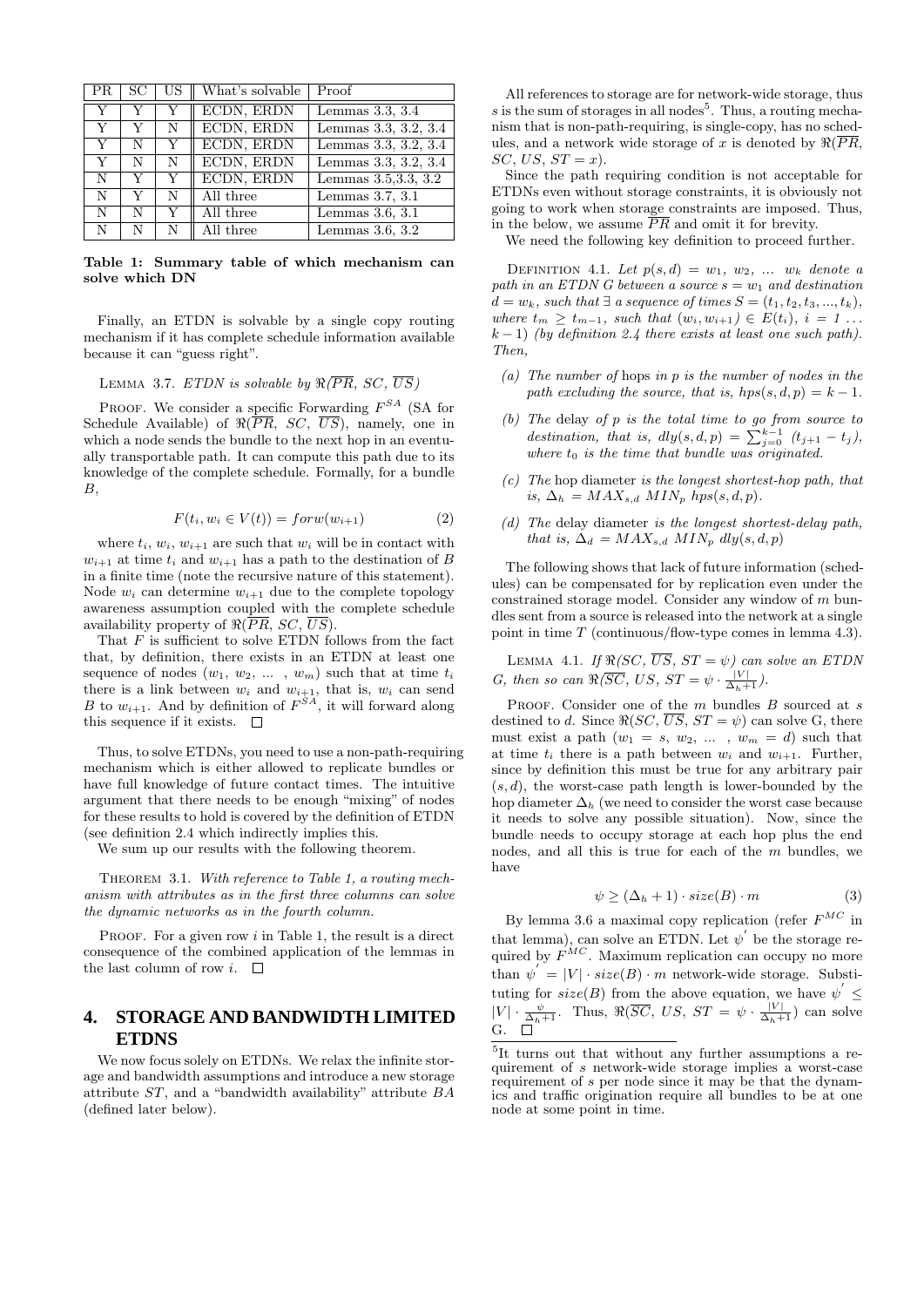| PR | SC | US | What's solvable | Proof |
|---|---|---|---|---|
| Y | Y | Y | ECDN, ERDN | Lemmas 3.3, 3.4 |
| Y | Y | N | ECDN, ERDN | Lemmas 3.3, 3.2, 3.4 |
| Y | N | Y | ECDN, ERDN | Lemmas 3.3, 3.2, 3.4 |
| Y | N | N | ECDN, ERDN | Lemmas 3.3, 3.2, 3.4 |
| N | Y | Y | ECDN, ERDN | Lemmas 3.5,3.3, 3.2 |
| N | Y | N | All three | Lemmas 3.7, 3.1 |
| N | N | Y | All three | Lemmas 3.6, 3.1 |
| N | N | N | All three | Lemmas 3.6, 3.2 |

**Table 1: Summary table of which mechanism can solve which DN**

Finally, an ETDN is solvable by a single copy routing mechanism if it has complete schedule information available because it can "guess right".

LEMMA 3.7. *ETDN is solvable by $\Re(\overline{PR}, SC, \overline{US})$*

PROOF. We consider a specific Forwarding $F^{SA}$ (SA for Schedule Available) of $\Re(\overline{PR}, SC, \overline{US})$, namely, one in which a node sends the bundle to the next hop in an eventually transportable path. It can compute this path due to its knowledge of the complete schedule. Formally, for a bundle $B$,

$$F(t_i, w_i \in V(t)) = forw(w_{i+1}) \tag{2}$$

where $t_i$, $w_i$, $w_{i+1}$ are such that $w_i$ will be in contact with $w_{i+1}$ at time $t_i$ and $w_{i+1}$ has a path to the destination of $B$ in a finite time (note the recursive nature of this statement). Node $w_i$ can determine $w_{i+1}$ due to the complete topology awareness assumption coupled with the complete schedule availability property of $\Re(\overline{PR}, SC, \overline{US})$.

That $F$ is sufficient to solve ETDN follows from the fact that, by definition, there exists in an ETDN at least one sequence of nodes $(w_1, w_2, \ldots, w_m)$ such that at time $t_i$ there is a link between $w_i$ and $w_{i+1}$, that is, $w_i$ can send $B$ to $w_{i+1}$. And by definition of $F^{SA}$, it will forward along this sequence if it exists. □

Thus, to solve ETDNs, you need to use a non-path-requiring mechanism which is either allowed to replicate bundles or have full knowledge of future contact times. The intuitive argument that there needs to be enough "mixing" of nodes for these results to hold is covered by the definition of ETDN (see definition 2.4 which indirectly implies this.

We sum up our results with the following theorem.

THEOREM 3.1. *With reference to Table 1, a routing mechanism with attributes as in the first three columns can solve the dynamic networks as in the fourth column.*

PROOF. For a given row $i$ in Table 1, the result is a direct consequence of the combined application of the lemmas in the last column of row $i$. □

# 4. STORAGE AND BANDWIDTH LIMITED ETDNS

We now focus solely on ETDNs. We relax the infinite storage and bandwidth assumptions and introduce a new storage attribute $ST$, and a "bandwidth availability" attribute $BA$ (defined later below).

All references to storage are for network-wide storage, thus $s$ is the sum of storages in all nodes[5]. Thus, a routing mechanism that is non-path-requiring, is single-copy, has no schedules, and a network wide storage of $x$ is denoted by $\Re(\overline{PR}, \overline{SC}, US, ST = x)$.

Since the path requiring condition is not acceptable for ETDNs even without storage constraints, it is obviously not going to work when storage constraints are imposed. Thus, in the below, we assume $\overline{PR}$ and omit it for brevity.

We need the following key definition to proceed further.

DEFINITION 4.1. *Let $p(s, d) = w_1, w_2, \ldots w_k$ denote a path in an ETDN $G$ between a source $s = w_1$ and destination $d = w_k$, such that $\exists$ a sequence of times $S = (t_1, t_2, t_3, \ldots, t_k)$, where $t_m \geq t_{m-1}$, such that $(w_i, w_{i+1}) \in E(t_i)$, $i = 1 \ldots k-1$) (by definition 2.4 there exists at least one such path). Then,*

- *(a) The number of* hops *in $p$ is the number of nodes in the path excluding the source, that is, $hps(s, d, p) = k - 1$.*
- *(b) The* delay *of $p$ is the total time to go from source to destination, that is, $dly(s, d, p) = \sum_{j=0}^{k-1} (t_{j+1} - t_j)$, where $t_0$ is the time that bundle was originated.*
- *(c) The* hop diameter *is the longest shortest-hop path, that is, $\Delta_h = MAX_{s,d}\ MIN_p\ hps(s, d, p)$.*
- *(d) The* delay diameter *is the longest shortest-delay path, that is, $\Delta_d = MAX_{s,d}\ MIN_p\ dly(s, d, p)$*

The following shows that lack of future information (schedules) can be compensated for by replication even under the constrained storage model. Consider any window of $m$ bundles sent from a source is released into the network at a single point in time $T$ (continuous/flow-type comes in lemma 4.3).

LEMMA 4.1. *If $\Re(SC, \overline{US}, ST = \psi)$ can solve an ETDN $G$, then so can $\Re(\overline{SC}, US, ST = \psi \cdot \frac{|V|}{\Delta_h + 1})$.*

PROOF. Consider one of the $m$ bundles $B$ sourced at $s$ destined to $d$. Since $\Re(SC, \overline{US}, ST = \psi)$ can solve G, there must exist a path $(w_1 = s, w_2, \ldots, w_m = d)$ such that at time $t_i$ there is a path between $w_i$ and $w_{i+1}$. Further, since by definition this must be true for any arbitrary pair $(s, d)$, the worst-case path length is lower-bounded by the hop diameter $\Delta_h$ (we need to consider the worst case because it needs to solve any possible situation). Now, since the bundle needs to occupy storage at each hop plus the end nodes, and all this is true for each of the $m$ bundles, we have

$$\psi \geq (\Delta_h + 1) \cdot size(B) \cdot m \tag{3}$$

By lemma 3.6 a maximal copy replication (refer $F^{MC}$ in that lemma), can solve an ETDN. Let $\psi'$ be the storage required by $F^{MC}$. Maximum replication can occupy no more than $\psi' = |V| \cdot size(B) \cdot m$ network-wide storage. Substituting for $size(B)$ from the above equation, we have $\psi' \leq |V| \cdot \frac{\psi}{\Delta_h + 1}$. Thus, $\Re(\overline{SC}, US, ST = \psi \cdot \frac{|V|}{\Delta_h + 1})$ can solve G. □

[5] It turns out that without any further assumptions a requirement of $s$ network-wide storage implies a worst-case requirement of $s$ per node since it may be that the dynamics and traffic origination require all bundles to be at one node at some point in time.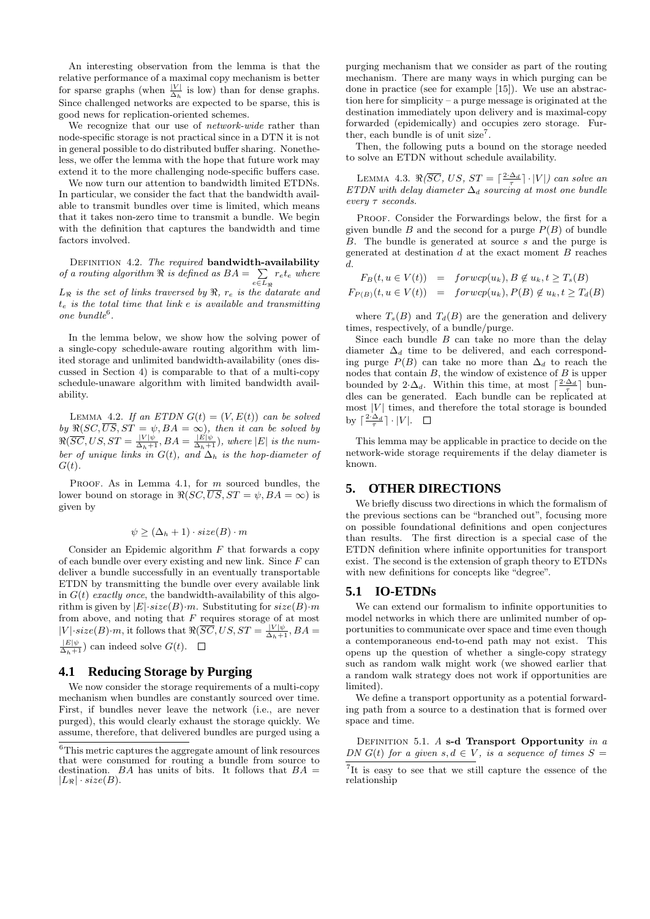An interesting observation from the lemma is that the relative performance of a maximal copy mechanism is better for sparse graphs (when $\frac{|V|}{\Delta_h}$ is low) than for dense graphs. Since challenged networks are expected to be sparse, this is good news for replication-oriented schemes.

We recognize that our use of *network-wide* rather than node-specific storage is not practical since in a DTN it is not in general possible to do distributed buffer sharing. Nonetheless, we offer the lemma with the hope that future work may extend it to the more challenging node-specific buffers case.

We now turn our attention to bandwidth limited ETDNs. In particular, we consider the fact that the bandwidth available to transmit bundles over time is limited, which means that it takes non-zero time to transmit a bundle. We begin with the definition that captures the bandwidth and time factors involved.

Definition 4.2. *The required* **bandwidth-availability** *of a routing algorithm* $\Re$ *is defined as* $BA = \sum_{e \in L_{\Re}} r_e t_e$ *where* $L_{\Re}$ *is the set of links traversed by* $\Re$*,* $r_e$ *is the datarate and* $t_e$ *is the total time that link* $e$ *is available and transmitting one bundle*[6].

In the lemma below, we show how the solving power of a single-copy schedule-aware routing algorithm with limited storage and unlimited bandwidth-availability (ones discussed in Section 4) is comparable to that of a multi-copy schedule-unaware algorithm with limited bandwidth availability.

Lemma 4.2. *If an ETDN* $G(t) = (V, E(t))$ *can be solved by* $\Re(SC, \overline{US}, ST = \psi, BA = \infty)$*, then it can be solved by* $\Re(\overline{SC}, US, ST = \frac{|V|\psi}{\Delta_h + 1}, BA = \frac{|E|\psi}{\Delta_h+1})$*, where* $|E|$ *is the number of unique links in* $G(t)$*, and* $\Delta_h$ *is the hop-diameter of* $G(t)$*.*

Proof. As in Lemma 4.1, for $m$ sourced bundles, the lower bound on storage in $\Re(SC, \overline{US}, ST = \psi, BA = \infty)$ is given by

$$\psi \geq (\Delta_h + 1) \cdot size(B) \cdot m$$

Consider an Epidemic algorithm $F$ that forwards a copy of each bundle over every existing and new link. Since $F$ can deliver a bundle successfully in an eventually transportable ETDN by transmitting the bundle over every available link in $G(t)$ *exactly once*, the bandwidth-availability of this algorithm is given by $|E| \cdot size(B) \cdot m$. Substituting for $size(B) \cdot m$ from above, and noting that $F$ requires storage of at most $|V| \cdot size(B) \cdot m$, it follows that $\Re(\overline{SC}, US, ST = \frac{|V|\psi}{\Delta_h+1}, BA = \frac{|E|\psi}{\Delta_h+1})$ can indeed solve $G(t)$. $\square$

## 4.1 Reducing Storage by Purging

We now consider the storage requirements of a multi-copy mechanism when bundles are constantly sourced over time. First, if bundles never leave the network (i.e., are never purged), this would clearly exhaust the storage quickly. We assume, therefore, that delivered bundles are purged using a purging mechanism that we consider as part of the routing mechanism. There are many ways in which purging can be done in practice (see for example [15]). We use an abstraction here for simplicity – a purge message is originated at the destination immediately upon delivery and is maximal-copy forwarded (epidemically) and occupies zero storage. Further, each bundle is of unit size[7].

Then, the following puts a bound on the storage needed to solve an ETDN without schedule availability.

Lemma 4.3. $\Re(\overline{SC}, US, ST = \lceil \frac{2 \cdot \Delta_d}{\tau} \rceil \cdot |V|)$ *can solve an ETDN with delay diameter* $\Delta_d$ *sourcing at most one bundle every* $\tau$ *seconds.*

Proof. Consider the Forwardings below, the first for a given bundle $B$ and the second for a purge $P(B)$ of bundle $B$. The bundle is generated at source $s$ and the purge is generated at destination $d$ at the exact moment $B$ reaches $d$.

$$\begin{aligned} F_B(t, u \in V(t)) &= forwcp(u_k), B \notin u_k, t \geq T_s(B) \\ F_{P(B)}(t, u \in V(t)) &= forwcp(u_k), P(B) \notin u_k, t \geq T_d(B) \end{aligned}$$

where $T_s(B)$ and $T_d(B)$ are the generation and delivery times, respectively, of a bundle/purge.

Since each bundle $B$ can take no more than the delay diameter $\Delta_d$ time to be delivered, and each corresponding purge $P(B)$ can take no more than $\Delta_d$ to reach the nodes that contain $B$, the window of existence of $B$ is upper bounded by $2 \cdot \Delta_d$. Within this time, at most $\lceil \frac{2 \cdot \Delta_d}{\tau} \rceil$ bundles can be generated. Each bundle can be replicated at most $|V|$ times, and therefore the total storage is bounded by $\lceil \frac{2 \cdot \Delta_d}{\tau} \rceil \cdot |V|$. $\square$

This lemma may be applicable in practice to decide on the network-wide storage requirements if the delay diameter is known.

# 5. OTHER DIRECTIONS

We briefly discuss two directions in which the formalism of the previous sections can be "branched out", focusing more on possible foundational definitions and open conjectures than results. The first direction is a special case of the ETDN definition where infinite opportunities for transport exist. The second is the extension of graph theory to ETDNs with new definitions for concepts like "degree".

## 5.1 IO-ETDNs

We can extend our formalism to infinite opportunities to model networks in which there are unlimited number of opportunities to communicate over space and time even though a contemporaneous end-to-end path may not exist. This opens up the question of whether a single-copy strategy such as random walk might work (we showed earlier that a random walk strategy does not work if opportunities are limited).

We define a transport opportunity as a potential forwarding path from a source to a destination that is formed over space and time.

Definition 5.1. *A* **s-d Transport Opportunity** *in a DN* $G(t)$ *for a given* $s, d \in V$*, is a sequence of times* $S =$

[6] This metric captures the aggregate amount of link resources that were consumed for routing a bundle from source to destination. $BA$ has units of bits. It follows that $BA = |L_{\Re}| \cdot size(B)$.

[7] It is easy to see that we still capture the essence of the relationship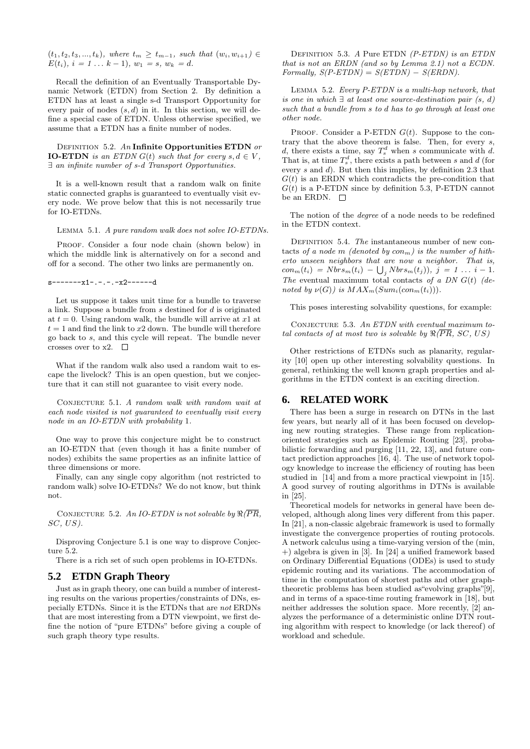$(t_1, t_2, t_3, ..., t_k)$, *where* $t_m \geq t_{m-1}$, *such that* $(w_i, w_{i+1}) \in E(t_i)$, $i = 1 \ldots k-1$), $w_1 = s$, $w_k = d$.

Recall the definition of an Eventually Transportable Dynamic Network (ETDN) from Section 2. By definition a ETDN has at least a single s-d Transport Opportunity for every pair of nodes $(s, d)$ in it. In this section, we will define a special case of ETDN. Unless otherwise specified, we assume that a ETDN has a finite number of nodes.

Definition 5.2. *An* **Infinite Opportunities ETDN** *or* **IO-ETDN** *is an ETDN* $G(t)$ *such that for every* $s, d \in V$, $\exists$ *an infinite number of s-d Transport Opportunities.*

It is a well-known result that a random walk on finite static connected graphs is guaranteed to eventually visit every node. We prove below that this is not necessarily true for IO-ETDNs.

Lemma 5.1. *A pure random walk does not solve IO-ETDNs.*

Proof. Consider a four node chain (shown below) in which the middle link is alternatively on for a second and off for a second. The other two links are permanently on.

```
s-------x1-.-.-.-x2------d
```

Let us suppose it takes unit time for a bundle to traverse a link. Suppose a bundle from $s$ destined for $d$ is originated at $t = 0$. Using random walk, the bundle will arrive at $x1$ at $t = 1$ and find the link to $x2$ down. The bundle will therefore go back to $s$, and this cycle will repeat. The bundle never crosses over to x2. □

What if the random walk also used a random wait to escape the livelock? This is an open question, but we conjecture that it can still not guarantee to visit every node.

Conjecture 5.1. *A random walk with random wait at each node visited is not guaranteed to eventually visit every node in an IO-ETDN with probability* 1.

One way to prove this conjecture might be to construct an IO-ETDN that (even though it has a finite number of nodes) exhibits the same properties as an infinite lattice of three dimensions or more.

Finally, can any single copy algorithm (not restricted to random walk) solve IO-ETDNs? We do not know, but think not.

Conjecture 5.2. *An IO-ETDN is not solvable by* $\Re(\overline{PR}$, *SC, US).*

Disproving Conjecture 5.1 is one way to disprove Conjecture 5.2.

There is a rich set of such open problems in IO-ETDNs.

## 5.2 ETDN Graph Theory

Just as in graph theory, one can build a number of interesting results on the various properties/constraints of DNs, especially ETDNs. Since it is the ETDNs that are *not* ERDNs that are most interesting from a DTN viewpoint, we first define the notion of "pure ETDNs" before giving a couple of such graph theory type results.

Definition 5.3. *A* Pure ETDN *(P-ETDN) is an ETDN that is not an ERDN (and so by Lemma 2.1) not a ECDN. Formally, S(P-ETDN) = S(ETDN) − S(ERDN).*

Lemma 5.2. *Every P-ETDN is a multi-hop network, that is one in which* $\exists$ *at least one source-destination pair (s, d) such that a bundle from s to d has to go through at least one other node.*

Proof. Consider a P-ETDN $G(t)$. Suppose to the contrary that the above theorem is false. Then, for every $s$, $d$, there exists a time, say $T_s^d$ when $s$ communicate with $d$. That is, at time $T_s^d$, there exists a path between $s$ and $d$ (for every $s$ and $d$). But then this implies, by definition 2.3 that $G(t)$ is an ERDN which contradicts the pre-condition that $G(t)$ is a P-ETDN since by definition 5.3, P-ETDN cannot be an ERDN. □

The notion of the *degree* of a node needs to be redefined in the ETDN context.

Definition 5.4. *The* instantaneous number of new contacts *of a node m (denoted by* $con_m$*) is the number of hitherto unseen neighbors that are now a neighbor. That is,* $con_m(t_i) = Nbrs_m(t_i) - \bigcup_j Nbrs_m(t_j))$, $j = 1 \ldots i-1$. *The* eventual maximum total contacts *of a DN* $G(t)$ *(denoted by* $\nu(G)$*) is* $MAX_m(Sum_i(con_m(t_i)))$.

This poses interesting solvability questions, for example:

Conjecture 5.3. *An ETDN with eventual maximum total contacts of at most two is solvable by* $\Re(\overline{PR}$, *SC, US)*

Other restrictions of ETDNs such as planarity, regularity [10] open up other interesting solvability questions. In general, rethinking the well known graph properties and algorithms in the ETDN context is an exciting direction.

# 6. RELATED WORK

There has been a surge in research on DTNs in the last few years, but nearly all of it has been focused on developing new routing strategies. These range from replication-oriented strategies such as Epidemic Routing [23], probabilistic forwarding and purging [11, 22, 13], and future contact prediction approaches [16, 4]. The use of network topology knowledge to increase the efficiency of routing has been studied in [14] and from a more practical viewpoint in [15]. A good survey of routing algorithms in DTNs is available in [25].

Theoretical models for networks in general have been developed, although along lines very different from this paper. In [21], a non-classic algebraic framework is used to formally investigate the convergence properties of routing protocols. A network calculus using a time-varying version of the (min, +) algebra is given in [3]. In [24] a unified framework based on Ordinary Differential Equations (ODEs) is used to study epidemic routing and its variations. The accommodation of time in the computation of shortest paths and other graph-theoretic problems has been studied as"evolving graphs"[9], and in terms of a space-time routing framework in [18], but neither addresses the solution space. More recently, [2] analyzes the performance of a deterministic online DTN routing algorithm with respect to knowledge (or lack thereof) of workload and schedule.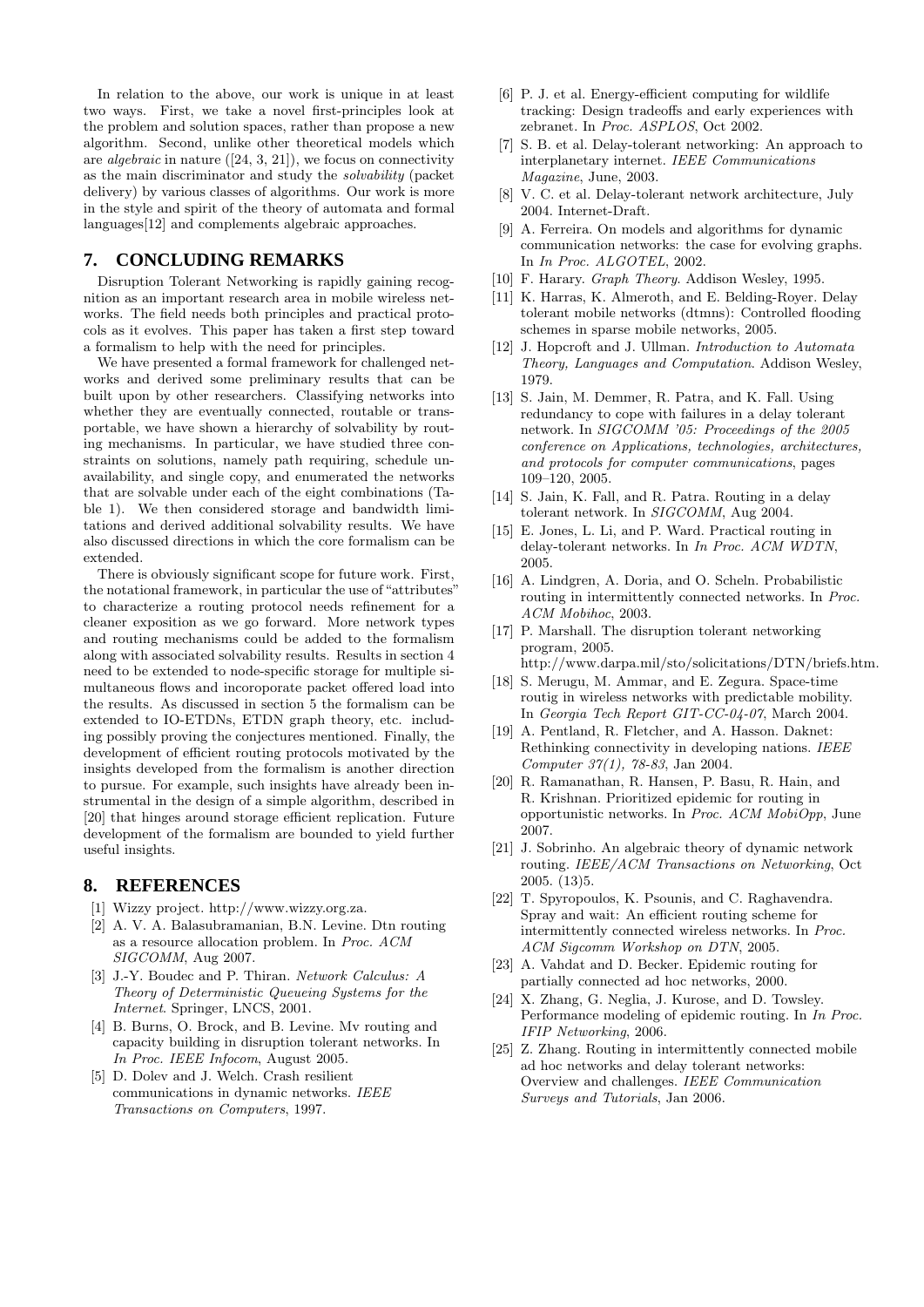In relation to the above, our work is unique in at least two ways. First, we take a novel first-principles look at the problem and solution spaces, rather than propose a new algorithm. Second, unlike other theoretical models which are *algebraic* in nature ([24, 3, 21]), we focus on connectivity as the main discriminator and study the *solvability* (packet delivery) by various classes of algorithms. Our work is more in the style and spirit of the theory of automata and formal languages[12] and complements algebraic approaches.

## 7. CONCLUDING REMARKS

Disruption Tolerant Networking is rapidly gaining recognition as an important research area in mobile wireless networks. The field needs both principles and practical protocols as it evolves. This paper has taken a first step toward a formalism to help with the need for principles.

We have presented a formal framework for challenged networks and derived some preliminary results that can be built upon by other researchers. Classifying networks into whether they are eventually connected, routable or transportable, we have shown a hierarchy of solvability by routing mechanisms. In particular, we have studied three constraints on solutions, namely path requiring, schedule unavailability, and single copy, and enumerated the networks that are solvable under each of the eight combinations (Table 1). We then considered storage and bandwidth limitations and derived additional solvability results. We have also discussed directions in which the core formalism can be extended.

There is obviously significant scope for future work. First, the notational framework, in particular the use of "attributes" to characterize a routing protocol needs refinement for a cleaner exposition as we go forward. More network types and routing mechanisms could be added to the formalism along with associated solvability results. Results in section 4 need to be extended to node-specific storage for multiple simultaneous flows and incoroporate packet offered load into the results. As discussed in section 5 the formalism can be extended to IO-ETDNs, ETDN graph theory, etc. including possibly proving the conjectures mentioned. Finally, the development of efficient routing protocols motivated by the insights developed from the formalism is another direction to pursue. For example, such insights have already been instrumental in the design of a simple algorithm, described in [20] that hinges around storage efficient replication. Future development of the formalism are bounded to yield further useful insights.

## 8. REFERENCES

[1] Wizzy project. http://www.wizzy.org.za.

[2] A. V. A. Balasubramanian, B.N. Levine. Dtn routing as a resource allocation problem. In *Proc. ACM SIGCOMM*, Aug 2007.

[3] J.-Y. Boudec and P. Thiran. *Network Calculus: A Theory of Deterministic Queueing Systems for the Internet*. Springer, LNCS, 2001.

[4] B. Burns, O. Brock, and B. Levine. Mv routing and capacity building in disruption tolerant networks. In *In Proc. IEEE Infocom*, August 2005.

[5] D. Dolev and J. Welch. Crash resilient communications in dynamic networks. *IEEE Transactions on Computers*, 1997.

[6] P. J. et al. Energy-efficient computing for wildlife tracking: Design tradeoffs and early experiences with zebranet. In *Proc. ASPLOS*, Oct 2002.

[7] S. B. et al. Delay-tolerant networking: An approach to interplanetary internet. *IEEE Communications Magazine*, June, 2003.

[8] V. C. et al. Delay-tolerant network architecture, July 2004. Internet-Draft.

[9] A. Ferreira. On models and algorithms for dynamic communication networks: the case for evolving graphs. In *In Proc. ALGOTEL*, 2002.

[10] F. Harary. *Graph Theory*. Addison Wesley, 1995.

[11] K. Harras, K. Almeroth, and E. Belding-Royer. Delay tolerant mobile networks (dtmns): Controlled flooding schemes in sparse mobile networks, 2005.

[12] J. Hopcroft and J. Ullman. *Introduction to Automata Theory, Languages and Computation*. Addison Wesley, 1979.

[13] S. Jain, M. Demmer, R. Patra, and K. Fall. Using redundancy to cope with failures in a delay tolerant network. In *SIGCOMM '05: Proceedings of the 2005 conference on Applications, technologies, architectures, and protocols for computer communications*, pages 109–120, 2005.

[14] S. Jain, K. Fall, and R. Patra. Routing in a delay tolerant network. In *SIGCOMM*, Aug 2004.

[15] E. Jones, L. Li, and P. Ward. Practical routing in delay-tolerant networks. In *In Proc. ACM WDTN*, 2005.

[16] A. Lindgren, A. Doria, and O. Scheln. Probabilistic routing in intermittently connected networks. In *Proc. ACM Mobihoc*, 2003.

[17] P. Marshall. The disruption tolerant networking program, 2005. http://www.darpa.mil/sto/solicitations/DTN/briefs.htm.

[18] S. Merugu, M. Ammar, and E. Zegura. Space-time routig in wireless networks with predictable mobility. In *Georgia Tech Report GIT-CC-04-07*, March 2004.

[19] A. Pentland, R. Fletcher, and A. Hasson. Daknet: Rethinking connectivity in developing nations. *IEEE Computer 37(1), 78-83*, Jan 2004.

[20] R. Ramanathan, R. Hansen, P. Basu, R. Hain, and R. Krishnan. Prioritized epidemic for routing in opportunistic networks. In *Proc. ACM MobiOpp*, June 2007.

[21] J. Sobrinho. An algebraic theory of dynamic network routing. *IEEE/ACM Transactions on Networking*, Oct 2005. (13)5.

[22] T. Spyropoulos, K. Psounis, and C. Raghavendra. Spray and wait: An efficient routing scheme for intermittently connected wireless networks. In *Proc. ACM Sigcomm Workshop on DTN*, 2005.

[23] A. Vahdat and D. Becker. Epidemic routing for partially connected ad hoc networks, 2000.

[24] X. Zhang, G. Neglia, J. Kurose, and D. Towsley. Performance modeling of epidemic routing. In *In Proc. IFIP Networking*, 2006.

[25] Z. Zhang. Routing in intermittently connected mobile ad hoc networks and delay tolerant networks: Overview and challenges. *IEEE Communication Surveys and Tutorials*, Jan 2006.